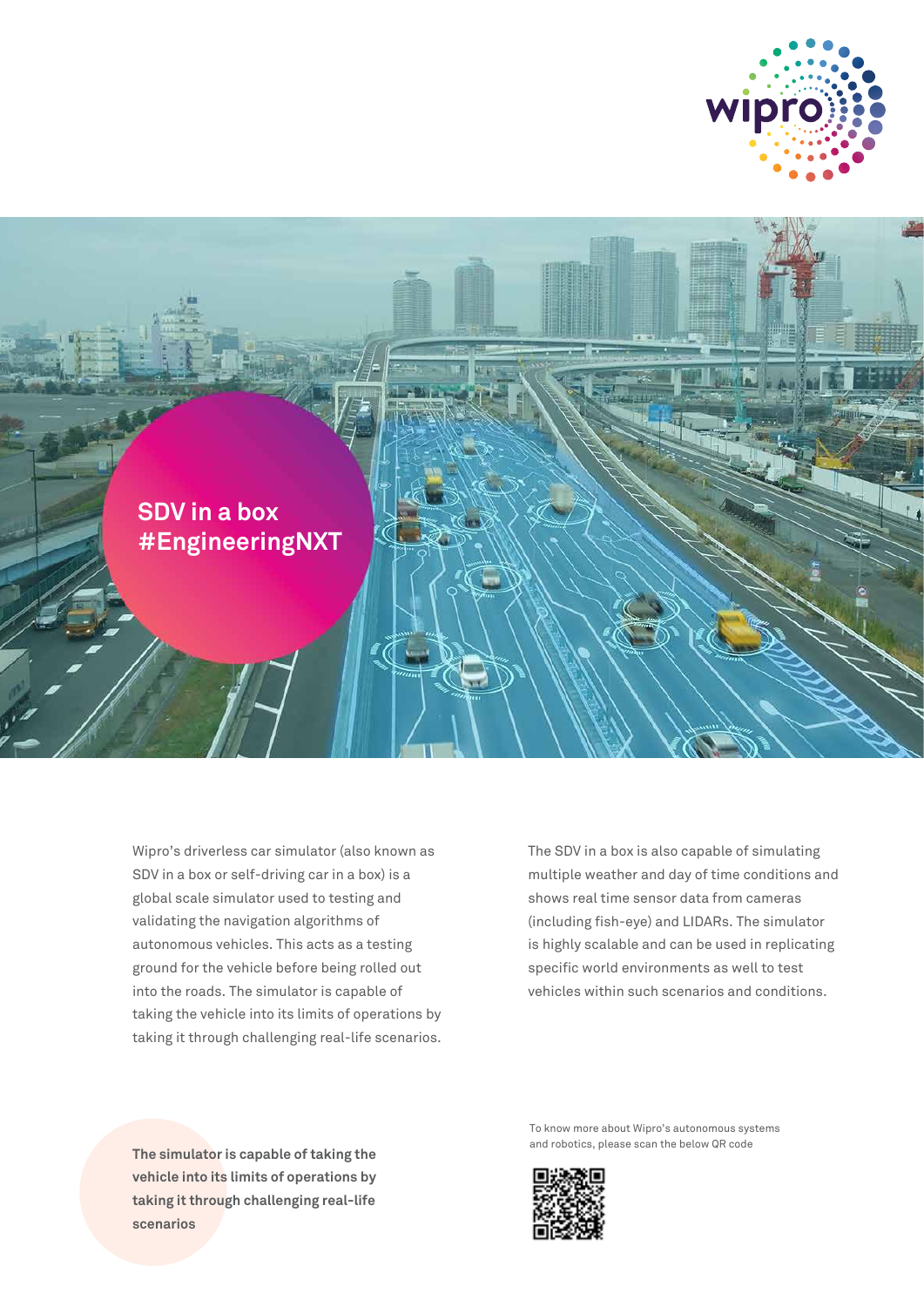# SDV in a box #EngineeringNXT

Wipro's driverless car simulator (also known as SDV in a box or self-driving car in a box) is a global scale simulator used to testing and validating the navigation algorithms of autonomous vehicles. This acts as a testing ground for the vehicle before being rolled out into the roads. The simulator is capable of taking the vehicle into its limits of operations by taking it through challenging real-life scenarios.

The SDV in a box is also capable of simulating multiple weather and day of time conditions and shows real time sensor data from cameras (including fish-eye) and LIDARs. The simulator is highly scalable and can be used in replicating specific world environments as well to test vehicles within such scenarios and conditions.

**The simulator is capable of taking the vehicle into its limits of operations by taking it through challenging real-life scenarios**

To know more about Wipro's autonomous systems and robotics, please scan the below QR code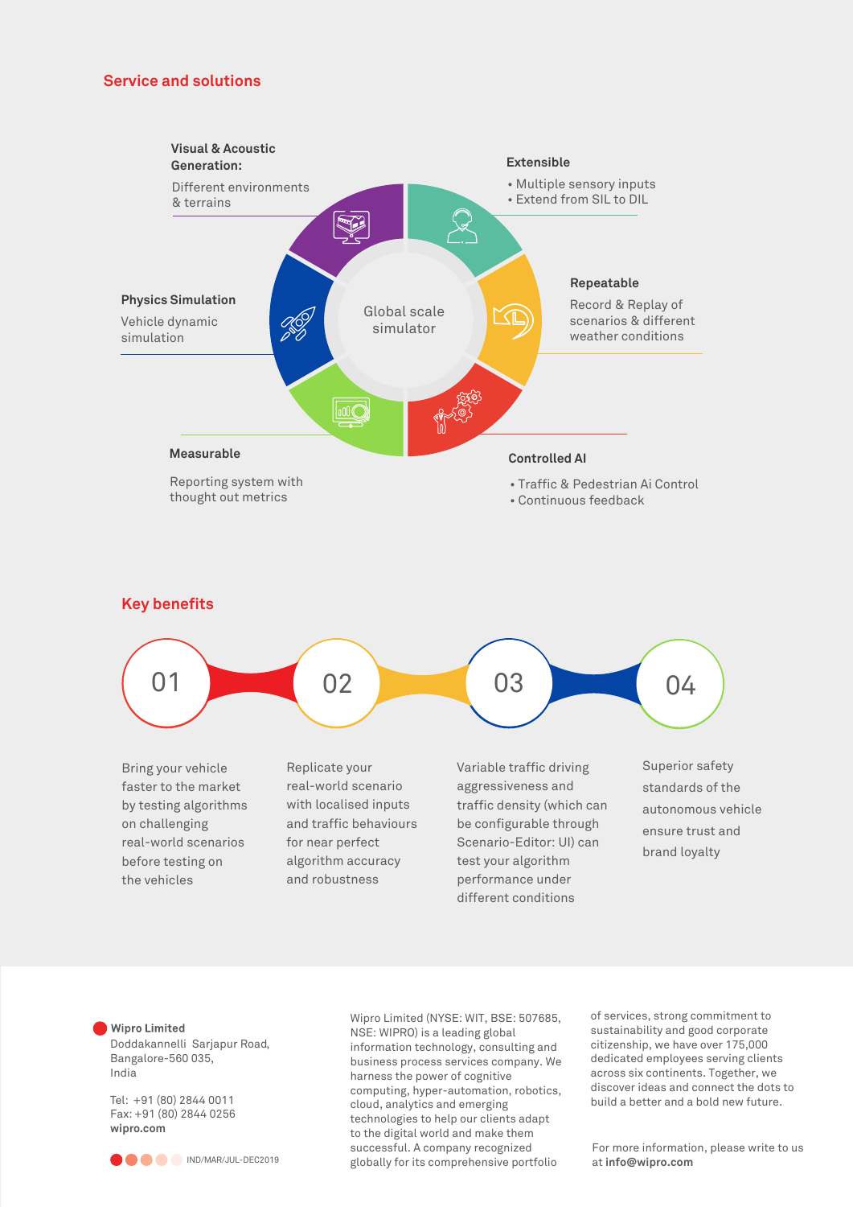## Service and solutions

Global scale simulator

**Visual & Acoustic Generation:**

Different environments & terrains

**Extensible**

- Multiple sensory inputs
- Extend from SIL to DIL

**Repeatable**

Record & Replay of scenarios & different weather conditions

**Controlled AI**

- Traffic & Pedestrian Ai Control
- Continuous feedback

**Measurable**

Reporting system with thought out metrics

**Physics Simulation**

Vehicle dynamic simulation

## Key benefits

**01**

Bring your vehicle faster to the market by testing algorithms on challenging real-world scenarios before testing on the vehicles

**02**

Replicate your real-world scenario with localised inputs and traffic behaviours for near perfect algorithm accuracy and robustness

**03**

Variable traffic driving aggressiveness and traffic density (which can be configurable through Scenario-Editor: UI) can test your algorithm performance under different conditions

**04**

Superior safety standards of the autonomous vehicle ensure trust and brand loyalty

---

**Wipro Limited**
Doddakannelli Sarjapur Road,
Bangalore-560 035,
India

Tel: +91 (80) 2844 0011
Fax: +91 (80) 2844 0256
**wipro.com**

IND/MAR/JUL-DEC2019

Wipro Limited (NYSE: WIT, BSE: 507685, NSE: WIPRO) is a leading global information technology, consulting and business process services company. We harness the power of cognitive computing, hyper-automation, robotics, cloud, analytics and emerging technologies to help our clients adapt to the digital world and make them successful. A company recognized globally for its comprehensive portfolio of services, strong commitment to sustainability and good corporate citizenship, we have over 175,000 dedicated employees serving clients across six continents. Together, we discover ideas and connect the dots to build a better and a bold new future.

For more information, please write to us at **info@wipro.com**